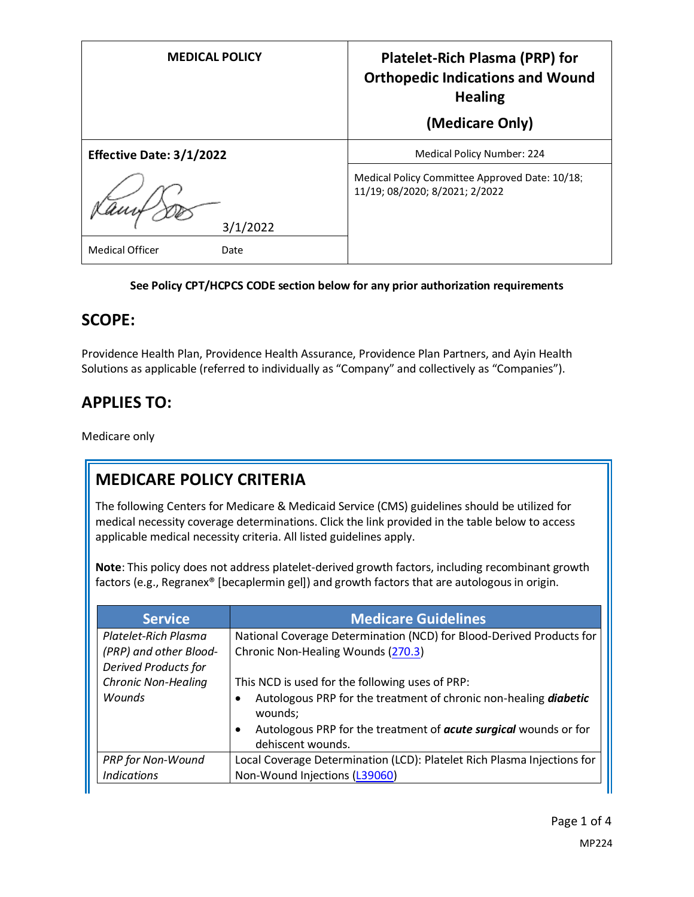| MEDICAL POLICY | Platelet-Rich Plasma (PRP) for Orthopedic Indications and Wound Healing (Medicare Only) |
|---|---|
| **Effective Date: 3/1/2022** | Medical Policy Number: 224 |
| 3/1/2022 | Medical Policy Committee Approved Date: 10/18; 11/19; 08/2020; 8/2021; 2/2022 |
| Medical Officer Date | |

**See Policy CPT/HCPCS CODE section below for any prior authorization requirements**

## SCOPE:

Providence Health Plan, Providence Health Assurance, Providence Plan Partners, and Ayin Health Solutions as applicable (referred to individually as "Company" and collectively as "Companies").

## APPLIES TO:

Medicare only

## MEDICARE POLICY CRITERIA

The following Centers for Medicare & Medicaid Service (CMS) guidelines should be utilized for medical necessity coverage determinations. Click the link provided in the table below to access applicable medical necessity criteria. All listed guidelines apply.

**Note**: This policy does not address platelet-derived growth factors, including recombinant growth factors (e.g., Regranex® [becaplermin gel]) and growth factors that are autologous in origin.

| Service | Medicare Guidelines |
|---|---|
| *Platelet-Rich Plasma (PRP) and other Blood-Derived Products for Chronic Non-Healing Wounds* | National Coverage Determination (NCD) for Blood-Derived Products for Chronic Non-Healing Wounds (270.3)<br><br>This NCD is used for the following uses of PRP:<br>• Autologous PRP for the treatment of chronic non-healing ***diabetic*** wounds;<br>• Autologous PRP for the treatment of ***acute surgical*** wounds or for dehiscent wounds. |
| *PRP for Non-Wound Indications* | Local Coverage Determination (LCD): Platelet Rich Plasma Injections for Non-Wound Injections (L39060) |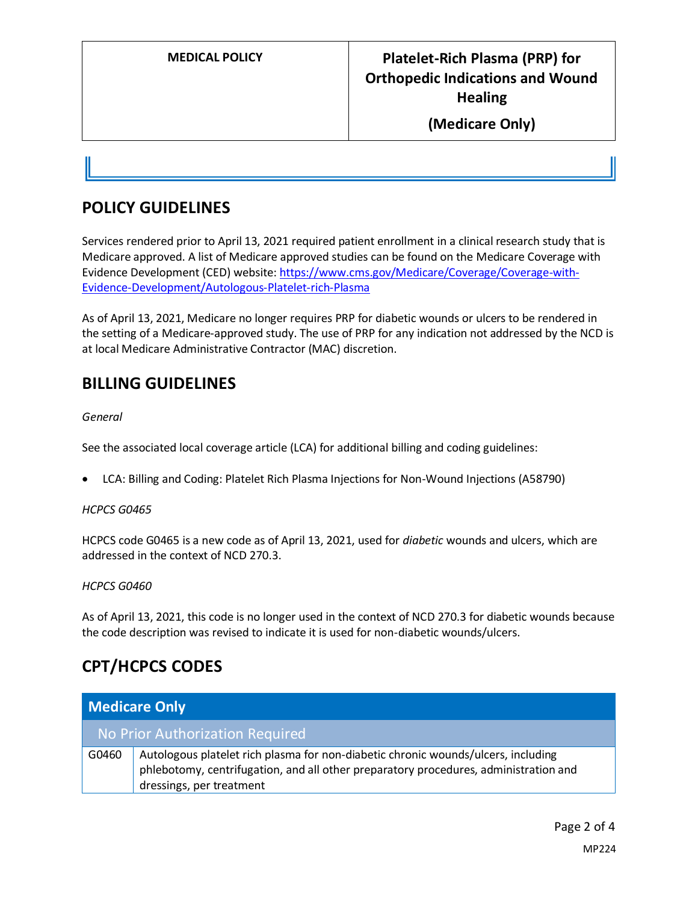## POLICY GUIDELINES

Services rendered prior to April 13, 2021 required patient enrollment in a clinical research study that is Medicare approved. A list of Medicare approved studies can be found on the Medicare Coverage with Evidence Development (CED) website: [https://www.cms.gov/Medicare/Coverage/Coverage-with-Evidence-Development/Autologous-Platelet-rich-Plasma](https://www.cms.gov/Medicare/Coverage/Coverage-with-Evidence-Development/Autologous-Platelet-rich-Plasma)

As of April 13, 2021, Medicare no longer requires PRP for diabetic wounds or ulcers to be rendered in the setting of a Medicare-approved study. The use of PRP for any indication not addressed by the NCD is at local Medicare Administrative Contractor (MAC) discretion.

## BILLING GUIDELINES

*General*

See the associated local coverage article (LCA) for additional billing and coding guidelines:

- LCA: Billing and Coding: Platelet Rich Plasma Injections for Non-Wound Injections (A58790)

*HCPCS G0465*

HCPCS code G0465 is a new code as of April 13, 2021, used for *diabetic* wounds and ulcers, which are addressed in the context of NCD 270.3.

*HCPCS G0460*

As of April 13, 2021, this code is no longer used in the context of NCD 270.3 for diabetic wounds because the code description was revised to indicate it is used for non-diabetic wounds/ulcers.

## CPT/HCPCS CODES

| Medicare Only | |
|---|---|
| No Prior Authorization Required | |
| G0460 | Autologous platelet rich plasma for non-diabetic chronic wounds/ulcers, including phlebotomy, centrifugation, and all other preparatory procedures, administration and dressings, per treatment |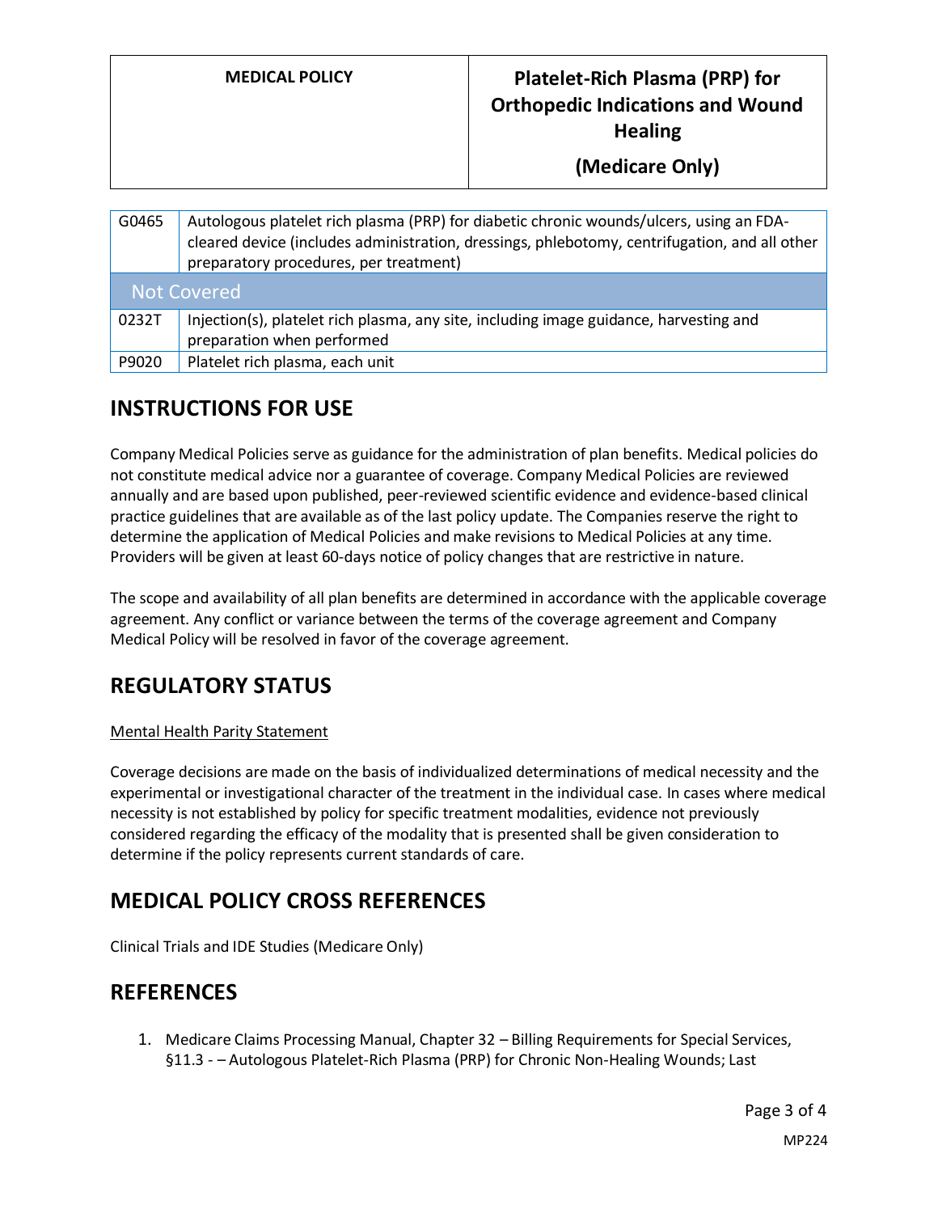| | |
|---|---|
| G0465 | Autologous platelet rich plasma (PRP) for diabetic chronic wounds/ulcers, using an FDA-cleared device (includes administration, dressings, phlebotomy, centrifugation, and all other preparatory procedures, per treatment) |
| **Not Covered** | |
| 0232T | Injection(s), platelet rich plasma, any site, including image guidance, harvesting and preparation when performed |
| P9020 | Platelet rich plasma, each unit |

## INSTRUCTIONS FOR USE

Company Medical Policies serve as guidance for the administration of plan benefits. Medical policies do not constitute medical advice nor a guarantee of coverage. Company Medical Policies are reviewed annually and are based upon published, peer-reviewed scientific evidence and evidence-based clinical practice guidelines that are available as of the last policy update. The Companies reserve the right to determine the application of Medical Policies and make revisions to Medical Policies at any time. Providers will be given at least 60-days notice of policy changes that are restrictive in nature.

The scope and availability of all plan benefits are determined in accordance with the applicable coverage agreement. Any conflict or variance between the terms of the coverage agreement and Company Medical Policy will be resolved in favor of the coverage agreement.

## REGULATORY STATUS

Mental Health Parity Statement

Coverage decisions are made on the basis of individualized determinations of medical necessity and the experimental or investigational character of the treatment in the individual case. In cases where medical necessity is not established by policy for specific treatment modalities, evidence not previously considered regarding the efficacy of the modality that is presented shall be given consideration to determine if the policy represents current standards of care.

## MEDICAL POLICY CROSS REFERENCES

Clinical Trials and IDE Studies (Medicare Only)

## REFERENCES

1. Medicare Claims Processing Manual, Chapter 32 – Billing Requirements for Special Services, §11.3 - – Autologous Platelet-Rich Plasma (PRP) for Chronic Non-Healing Wounds; Last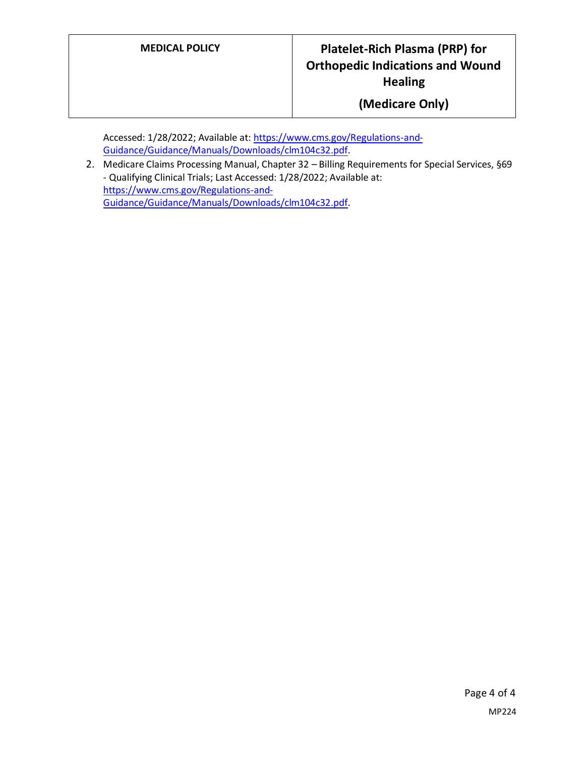Accessed: 1/28/2022; Available at: https://www.cms.gov/Regulations-and-Guidance/Guidance/Manuals/Downloads/clm104c32.pdf.

2. Medicare Claims Processing Manual, Chapter 32 – Billing Requirements for Special Services, §69 - Qualifying Clinical Trials; Last Accessed: 1/28/2022; Available at: https://www.cms.gov/Regulations-and-Guidance/Guidance/Manuals/Downloads/clm104c32.pdf.